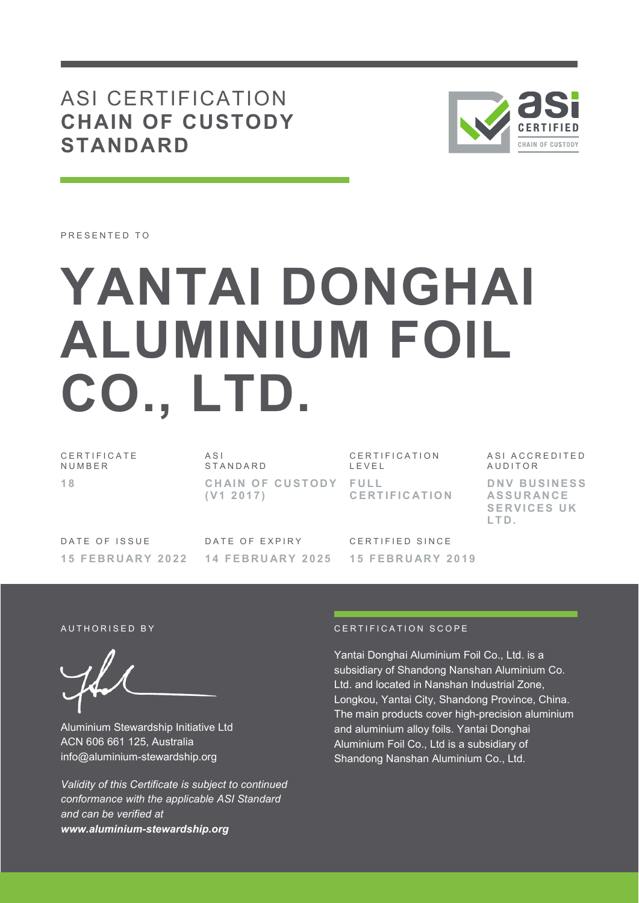# ASI CERTIFICATION
## CHAIN OF CUSTODY STANDARD

PRESENTED TO

# YANTAI DONGHAI ALUMINIUM FOIL CO., LTD.

| CERTIFICATE NUMBER | ASI STANDARD | CERTIFICATION LEVEL | ASI ACCREDITED AUDITOR |
|---|---|---|---|
| **18** | **CHAIN OF CUSTODY (V1 2017)** | **FULL CERTIFICATION** | **DNV BUSINESS ASSURANCE SERVICES UK LTD.** |

| DATE OF ISSUE | DATE OF EXPIRY | CERTIFIED SINCE |
|---|---|---|
| **15 FEBRUARY 2022** | **14 FEBRUARY 2025** | **15 FEBRUARY 2019** |

AUTHORISED BY

Aluminium Stewardship Initiative Ltd
ACN 606 661 125, Australia
info@aluminium-stewardship.org

*Validity of this Certificate is subject to continued conformance with the applicable ASI Standard and can be verified at* ***www.aluminium-stewardship.org***

CERTIFICATION SCOPE

Yantai Donghai Aluminium Foil Co., Ltd. is a subsidiary of Shandong Nanshan Aluminium Co. Ltd. and located in Nanshan Industrial Zone, Longkou, Yantai City, Shandong Province, China. The main products cover high-precision aluminium and aluminium alloy foils. Yantai Donghai Aluminium Foil Co., Ltd is a subsidiary of Shandong Nanshan Aluminium Co., Ltd.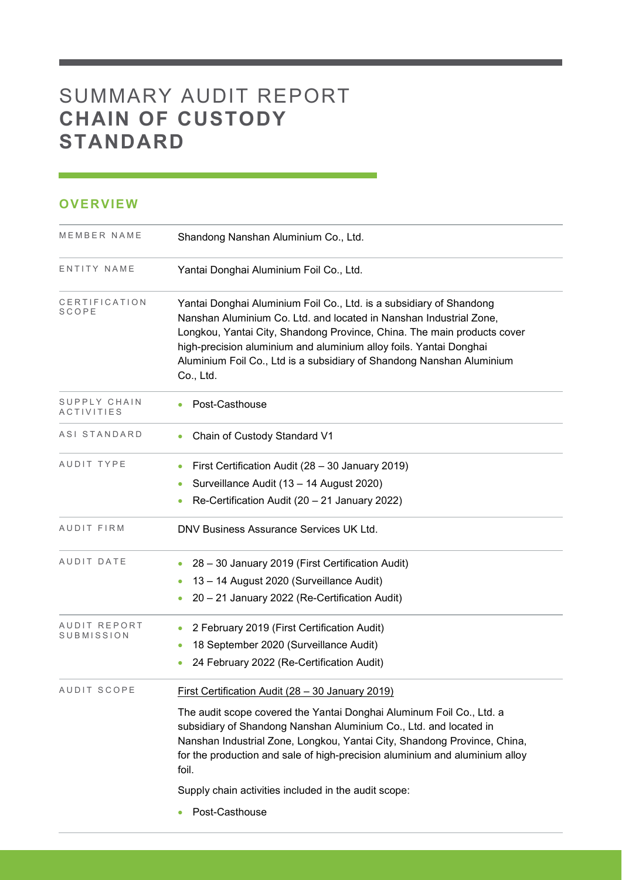# SUMMARY AUDIT REPORT **CHAIN OF CUSTODY STANDARD**

## OVERVIEW

| | |
|---|---|
| MEMBER NAME | Shandong Nanshan Aluminium Co., Ltd. |
| ENTITY NAME | Yantai Donghai Aluminium Foil Co., Ltd. |
| CERTIFICATION SCOPE | Yantai Donghai Aluminium Foil Co., Ltd. is a subsidiary of Shandong Nanshan Aluminium Co. Ltd. and located in Nanshan Industrial Zone, Longkou, Yantai City, Shandong Province, China. The main products cover high-precision aluminium and aluminium alloy foils. Yantai Donghai Aluminium Foil Co., Ltd is a subsidiary of Shandong Nanshan Aluminium Co., Ltd. |
| SUPPLY CHAIN ACTIVITIES | • Post-Casthouse |
| ASI STANDARD | • Chain of Custody Standard V1 |
| AUDIT TYPE | • First Certification Audit (28 – 30 January 2019)<br>• Surveillance Audit (13 – 14 August 2020)<br>• Re-Certification Audit (20 – 21 January 2022) |
| AUDIT FIRM | DNV Business Assurance Services UK Ltd. |
| AUDIT DATE | • 28 – 30 January 2019 (First Certification Audit)<br>• 13 – 14 August 2020 (Surveillance Audit)<br>• 20 – 21 January 2022 (Re-Certification Audit) |
| AUDIT REPORT SUBMISSION | • 2 February 2019 (First Certification Audit)<br>• 18 September 2020 (Surveillance Audit)<br>• 24 February 2022 (Re-Certification Audit) |
| AUDIT SCOPE | First Certification Audit (28 – 30 January 2019)<br><br>The audit scope covered the Yantai Donghai Aluminum Foil Co., Ltd. a subsidiary of Shandong Nanshan Aluminium Co., Ltd. and located in Nanshan Industrial Zone, Longkou, Yantai City, Shandong Province, China, for the production and sale of high-precision aluminium and aluminium alloy foil.<br><br>Supply chain activities included in the audit scope:<br><br>• Post-Casthouse |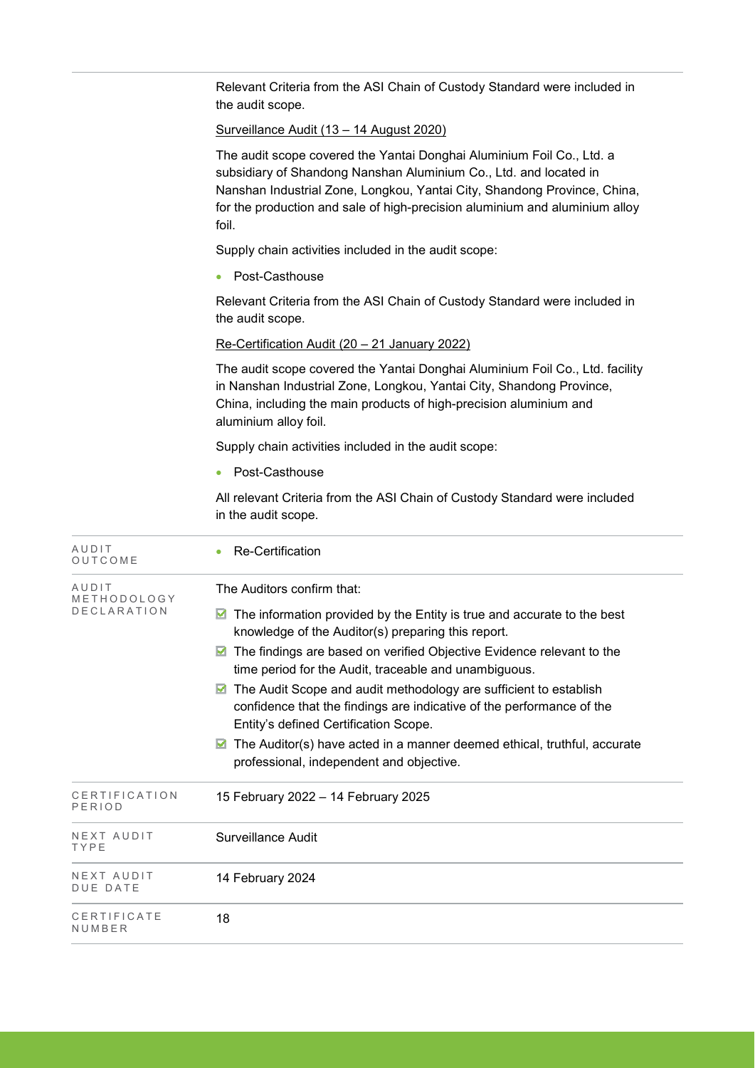| | |
|---|---|
| | Relevant Criteria from the ASI Chain of Custody Standard were included in the audit scope.<br><br><u>Surveillance Audit (13 – 14 August 2020)</u><br><br>The audit scope covered the Yantai Donghai Aluminium Foil Co., Ltd. a subsidiary of Shandong Nanshan Aluminium Co., Ltd. and located in Nanshan Industrial Zone, Longkou, Yantai City, Shandong Province, China, for the production and sale of high-precision aluminium and aluminium alloy foil.<br><br>Supply chain activities included in the audit scope:<br><br>• Post-Casthouse<br><br>Relevant Criteria from the ASI Chain of Custody Standard were included in the audit scope.<br><br><u>Re-Certification Audit (20 – 21 January 2022)</u><br><br>The audit scope covered the Yantai Donghai Aluminium Foil Co., Ltd. facility in Nanshan Industrial Zone, Longkou, Yantai City, Shandong Province, China, including the main products of high-precision aluminium and aluminium alloy foil.<br><br>Supply chain activities included in the audit scope:<br><br>• Post-Casthouse<br><br>All relevant Criteria from the ASI Chain of Custody Standard were included in the audit scope. |
| AUDIT OUTCOME | • Re-Certification |
| AUDIT METHODOLOGY DECLARATION | The Auditors confirm that:<br><br>☑ The information provided by the Entity is true and accurate to the best knowledge of the Auditor(s) preparing this report.<br>☑ The findings are based on verified Objective Evidence relevant to the time period for the Audit, traceable and unambiguous.<br>☑ The Audit Scope and audit methodology are sufficient to establish confidence that the findings are indicative of the performance of the Entity's defined Certification Scope.<br>☑ The Auditor(s) have acted in a manner deemed ethical, truthful, accurate professional, independent and objective. |
| CERTIFICATION PERIOD | 15 February 2022 – 14 February 2025 |
| NEXT AUDIT TYPE | Surveillance Audit |
| NEXT AUDIT DUE DATE | 14 February 2024 |
| CERTIFICATE NUMBER | 18 |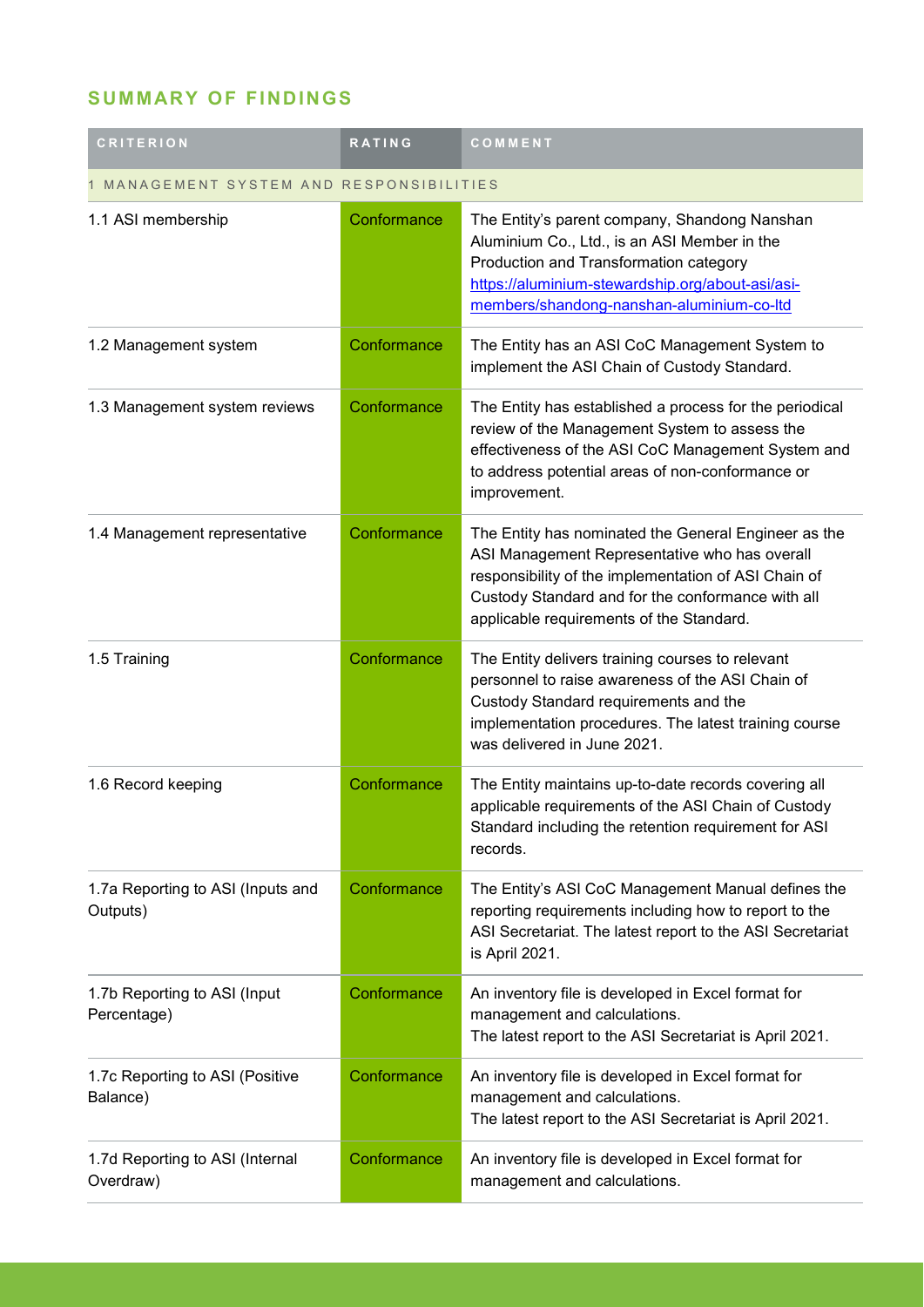## SUMMARY OF FINDINGS

| CRITERION | RATING | COMMENT |
|---|---|---|
| 1 MANAGEMENT SYSTEM AND RESPONSIBILITIES | | |
| 1.1 ASI membership | Conformance | The Entity's parent company, Shandong Nanshan Aluminium Co., Ltd., is an ASI Member in the Production and Transformation category https://aluminium-stewardship.org/about-asi/asi-members/shandong-nanshan-aluminium-co-ltd |
| 1.2 Management system | Conformance | The Entity has an ASI CoC Management System to implement the ASI Chain of Custody Standard. |
| 1.3 Management system reviews | Conformance | The Entity has established a process for the periodical review of the Management System to assess the effectiveness of the ASI CoC Management System and to address potential areas of non-conformance or improvement. |
| 1.4 Management representative | Conformance | The Entity has nominated the General Engineer as the ASI Management Representative who has overall responsibility of the implementation of ASI Chain of Custody Standard and for the conformance with all applicable requirements of the Standard. |
| 1.5 Training | Conformance | The Entity delivers training courses to relevant personnel to raise awareness of the ASI Chain of Custody Standard requirements and the implementation procedures. The latest training course was delivered in June 2021. |
| 1.6 Record keeping | Conformance | The Entity maintains up-to-date records covering all applicable requirements of the ASI Chain of Custody Standard including the retention requirement for ASI records. |
| 1.7a Reporting to ASI (Inputs and Outputs) | Conformance | The Entity's ASI CoC Management Manual defines the reporting requirements including how to report to the ASI Secretariat. The latest report to the ASI Secretariat is April 2021. |
| 1.7b Reporting to ASI (Input Percentage) | Conformance | An inventory file is developed in Excel format for management and calculations.<br>The latest report to the ASI Secretariat is April 2021. |
| 1.7c Reporting to ASI (Positive Balance) | Conformance | An inventory file is developed in Excel format for management and calculations.<br>The latest report to the ASI Secretariat is April 2021. |
| 1.7d Reporting to ASI (Internal Overdraw) | Conformance | An inventory file is developed in Excel format for management and calculations. |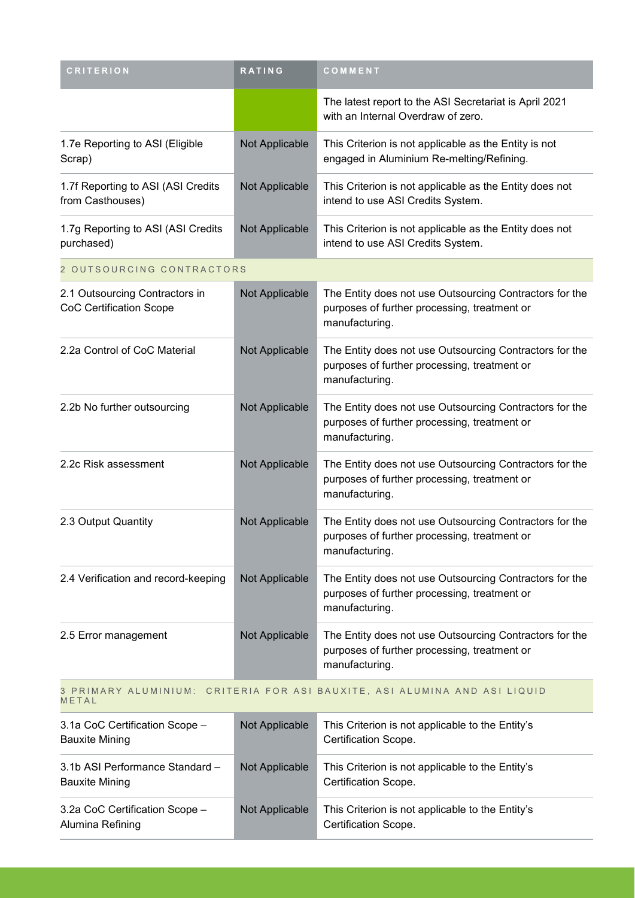| CRITERION | RATING | COMMENT |
|---|---|---|
| | | The latest report to the ASI Secretariat is April 2021 with an Internal Overdraw of zero. |
| 1.7e Reporting to ASI (Eligible Scrap) | Not Applicable | This Criterion is not applicable as the Entity is not engaged in Aluminium Re-melting/Refining. |
| 1.7f Reporting to ASI (ASI Credits from Casthouses) | Not Applicable | This Criterion is not applicable as the Entity does not intend to use ASI Credits System. |
| 1.7g Reporting to ASI (ASI Credits purchased) | Not Applicable | This Criterion is not applicable as the Entity does not intend to use ASI Credits System. |
| 2 OUTSOURCING CONTRACTORS | | |
| 2.1 Outsourcing Contractors in CoC Certification Scope | Not Applicable | The Entity does not use Outsourcing Contractors for the purposes of further processing, treatment or manufacturing. |
| 2.2a Control of CoC Material | Not Applicable | The Entity does not use Outsourcing Contractors for the purposes of further processing, treatment or manufacturing. |
| 2.2b No further outsourcing | Not Applicable | The Entity does not use Outsourcing Contractors for the purposes of further processing, treatment or manufacturing. |
| 2.2c Risk assessment | Not Applicable | The Entity does not use Outsourcing Contractors for the purposes of further processing, treatment or manufacturing. |
| 2.3 Output Quantity | Not Applicable | The Entity does not use Outsourcing Contractors for the purposes of further processing, treatment or manufacturing. |
| 2.4 Verification and record-keeping | Not Applicable | The Entity does not use Outsourcing Contractors for the purposes of further processing, treatment or manufacturing. |
| 2.5 Error management | Not Applicable | The Entity does not use Outsourcing Contractors for the purposes of further processing, treatment or manufacturing. |
| 3 PRIMARY ALUMINIUM: CRITERIA FOR ASI BAUXITE, ASI ALUMINA AND ASI LIQUID METAL | | |
| 3.1a CoC Certification Scope – Bauxite Mining | Not Applicable | This Criterion is not applicable to the Entity's Certification Scope. |
| 3.1b ASI Performance Standard – Bauxite Mining | Not Applicable | This Criterion is not applicable to the Entity's Certification Scope. |
| 3.2a CoC Certification Scope – Alumina Refining | Not Applicable | This Criterion is not applicable to the Entity's Certification Scope. |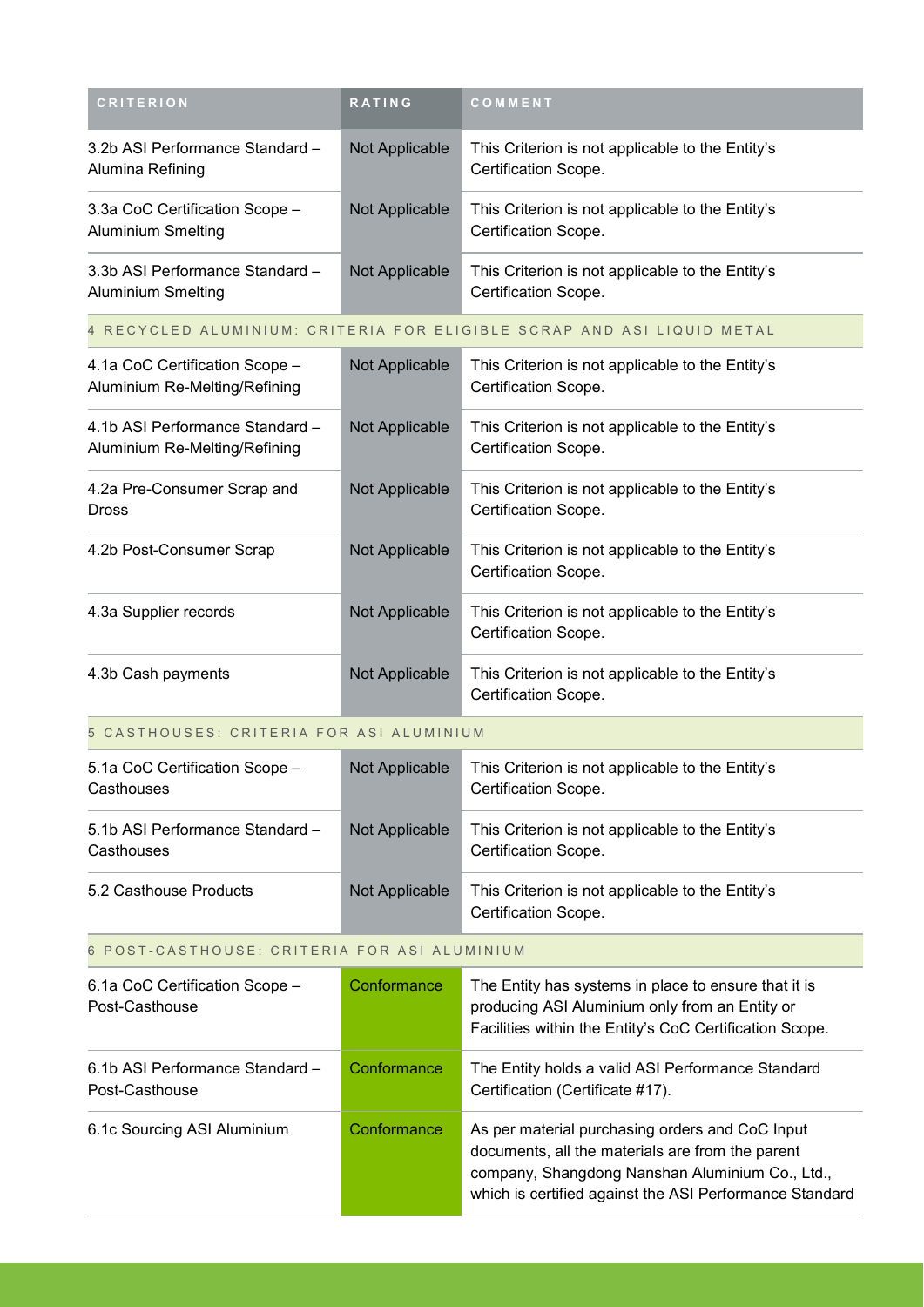| CRITERION | RATING | COMMENT |
| --- | --- | --- |
| 3.2b ASI Performance Standard – Alumina Refining | Not Applicable | This Criterion is not applicable to the Entity's Certification Scope. |
| 3.3a CoC Certification Scope – Aluminium Smelting | Not Applicable | This Criterion is not applicable to the Entity's Certification Scope. |
| 3.3b ASI Performance Standard – Aluminium Smelting | Not Applicable | This Criterion is not applicable to the Entity's Certification Scope. |
| 4 RECYCLED ALUMINIUM: CRITERIA FOR ELIGIBLE SCRAP AND ASI LIQUID METAL | | |
| 4.1a CoC Certification Scope – Aluminium Re-Melting/Refining | Not Applicable | This Criterion is not applicable to the Entity's Certification Scope. |
| 4.1b ASI Performance Standard – Aluminium Re-Melting/Refining | Not Applicable | This Criterion is not applicable to the Entity's Certification Scope. |
| 4.2a Pre-Consumer Scrap and Dross | Not Applicable | This Criterion is not applicable to the Entity's Certification Scope. |
| 4.2b Post-Consumer Scrap | Not Applicable | This Criterion is not applicable to the Entity's Certification Scope. |
| 4.3a Supplier records | Not Applicable | This Criterion is not applicable to the Entity's Certification Scope. |
| 4.3b Cash payments | Not Applicable | This Criterion is not applicable to the Entity's Certification Scope. |
| 5 CASTHOUSES: CRITERIA FOR ASI ALUMINIUM | | |
| 5.1a CoC Certification Scope – Casthouses | Not Applicable | This Criterion is not applicable to the Entity's Certification Scope. |
| 5.1b ASI Performance Standard – Casthouses | Not Applicable | This Criterion is not applicable to the Entity's Certification Scope. |
| 5.2 Casthouse Products | Not Applicable | This Criterion is not applicable to the Entity's Certification Scope. |
| 6 POST-CASTHOUSE: CRITERIA FOR ASI ALUMINIUM | | |
| 6.1a CoC Certification Scope – Post-Casthouse | Conformance | The Entity has systems in place to ensure that it is producing ASI Aluminium only from an Entity or Facilities within the Entity's CoC Certification Scope. |
| 6.1b ASI Performance Standard – Post-Casthouse | Conformance | The Entity holds a valid ASI Performance Standard Certification (Certificate #17). |
| 6.1c Sourcing ASI Aluminium | Conformance | As per material purchasing orders and CoC Input documents, all the materials are from the parent company, Shangdong Nanshan Aluminium Co., Ltd., which is certified against the ASI Performance Standard |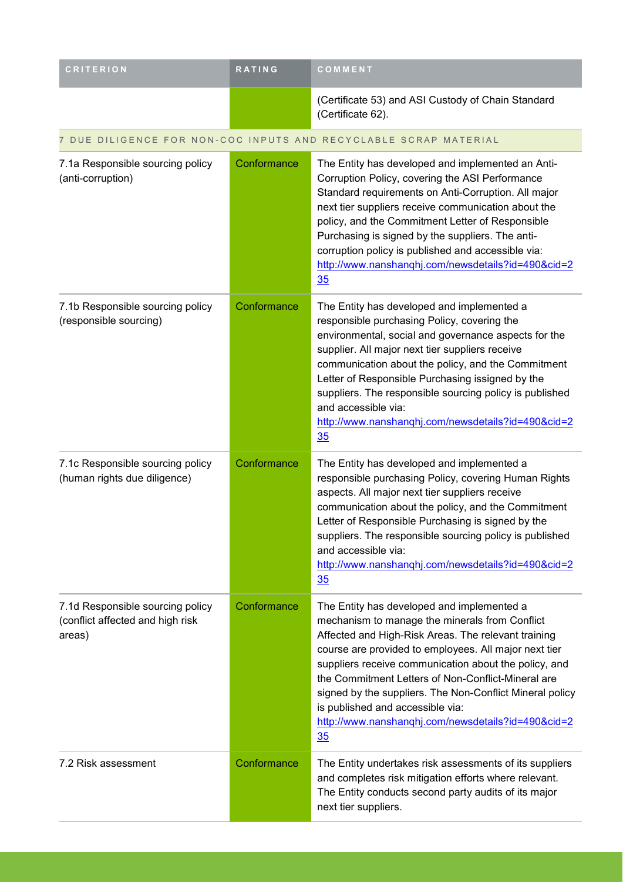| CRITERION | RATING | COMMENT |
| --- | --- | --- |
| | | (Certificate 53) and ASI Custody of Chain Standard (Certificate 62). |
| 7 DUE DILIGENCE FOR NON-COC INPUTS AND RECYCLABLE SCRAP MATERIAL | | |
| 7.1a Responsible sourcing policy (anti-corruption) | Conformance | The Entity has developed and implemented an Anti-Corruption Policy, covering the ASI Performance Standard requirements on Anti-Corruption. All major next tier suppliers receive communication about the policy, and the Commitment Letter of Responsible Purchasing is signed by the suppliers. The anti-corruption policy is published and accessible via: http://www.nanshanqhj.com/newsdetails?id=490&cid=235 |
| 7.1b Responsible sourcing policy (responsible sourcing) | Conformance | The Entity has developed and implemented a responsible purchasing Policy, covering the environmental, social and governance aspects for the supplier. All major next tier suppliers receive communication about the policy, and the Commitment Letter of Responsible Purchasing issigned by the suppliers. The responsible sourcing policy is published and accessible via: http://www.nanshanqhj.com/newsdetails?id=490&cid=235 |
| 7.1c Responsible sourcing policy (human rights due diligence) | Conformance | The Entity has developed and implemented a responsible purchasing Policy, covering Human Rights aspects. All major next tier suppliers receive communication about the policy, and the Commitment Letter of Responsible Purchasing is signed by the suppliers. The responsible sourcing policy is published and accessible via: http://www.nanshanqhj.com/newsdetails?id=490&cid=235 |
| 7.1d Responsible sourcing policy (conflict affected and high risk areas) | Conformance | The Entity has developed and implemented a mechanism to manage the minerals from Conflict Affected and High-Risk Areas. The relevant training course are provided to employees. All major next tier suppliers receive communication about the policy, and the Commitment Letters of Non-Conflict-Mineral are signed by the suppliers. The Non-Conflict Mineral policy is published and accessible via: http://www.nanshanqhj.com/newsdetails?id=490&cid=235 |
| 7.2 Risk assessment | Conformance | The Entity undertakes risk assessments of its suppliers and completes risk mitigation efforts where relevant. The Entity conducts second party audits of its major next tier suppliers. |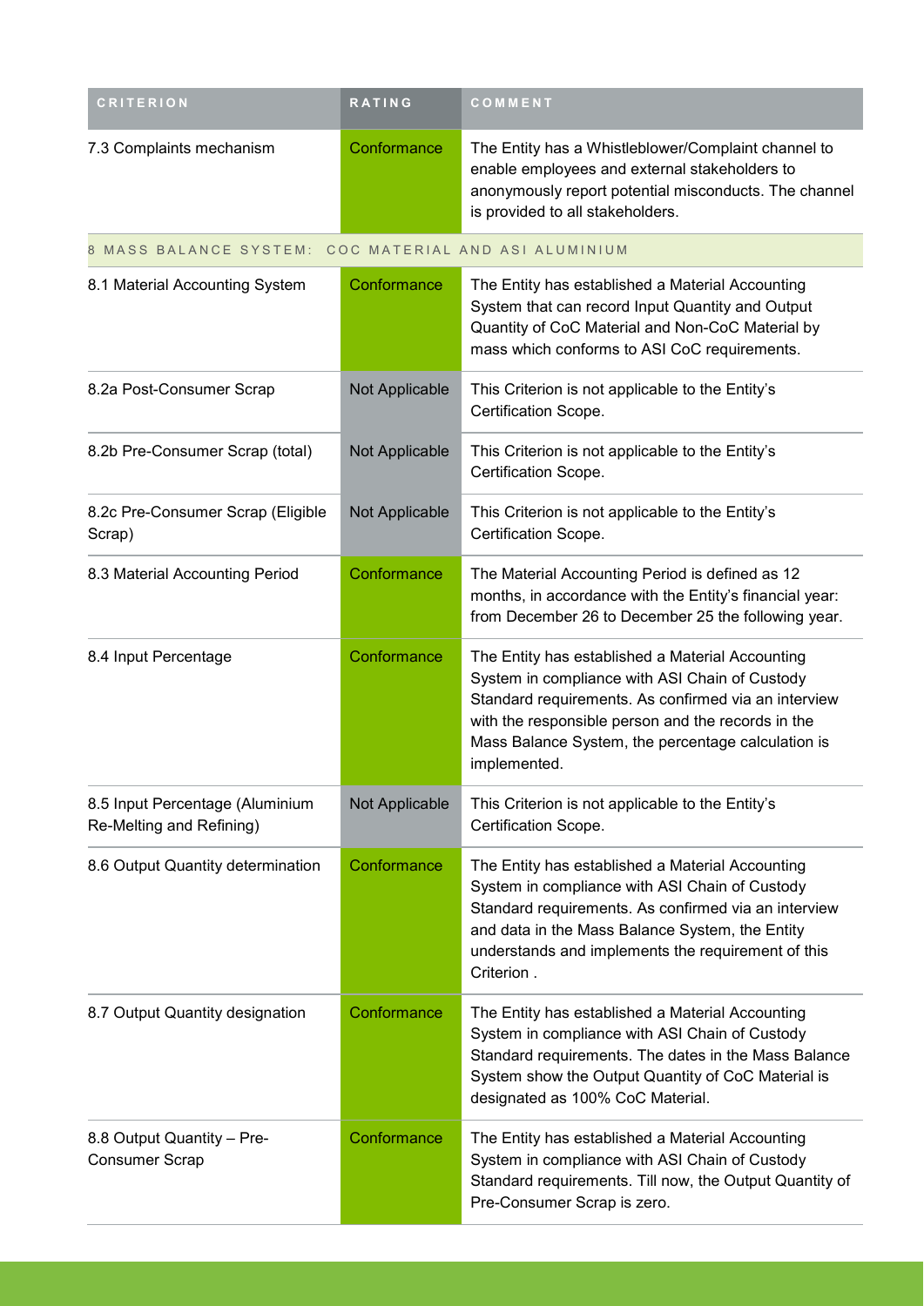| CRITERION | RATING | COMMENT |
|---|---|---|
| 7.3 Complaints mechanism | Conformance | The Entity has a Whistleblower/Complaint channel to enable employees and external stakeholders to anonymously report potential misconducts. The channel is provided to all stakeholders. |
| 8 MASS BALANCE SYSTEM: COC MATERIAL AND ASI ALUMINIUM | | |
| 8.1 Material Accounting System | Conformance | The Entity has established a Material Accounting System that can record Input Quantity and Output Quantity of CoC Material and Non-CoC Material by mass which conforms to ASI CoC requirements. |
| 8.2a Post-Consumer Scrap | Not Applicable | This Criterion is not applicable to the Entity's Certification Scope. |
| 8.2b Pre-Consumer Scrap (total) | Not Applicable | This Criterion is not applicable to the Entity's Certification Scope. |
| 8.2c Pre-Consumer Scrap (Eligible Scrap) | Not Applicable | This Criterion is not applicable to the Entity's Certification Scope. |
| 8.3 Material Accounting Period | Conformance | The Material Accounting Period is defined as 12 months, in accordance with the Entity's financial year: from December 26 to December 25 the following year. |
| 8.4 Input Percentage | Conformance | The Entity has established a Material Accounting System in compliance with ASI Chain of Custody Standard requirements. As confirmed via an interview with the responsible person and the records in the Mass Balance System, the percentage calculation is implemented. |
| 8.5 Input Percentage (Aluminium Re-Melting and Refining) | Not Applicable | This Criterion is not applicable to the Entity's Certification Scope. |
| 8.6 Output Quantity determination | Conformance | The Entity has established a Material Accounting System in compliance with ASI Chain of Custody Standard requirements. As confirmed via an interview and data in the Mass Balance System, the Entity understands and implements the requirement of this Criterion . |
| 8.7 Output Quantity designation | Conformance | The Entity has established a Material Accounting System in compliance with ASI Chain of Custody Standard requirements. The dates in the Mass Balance System show the Output Quantity of CoC Material is designated as 100% CoC Material. |
| 8.8 Output Quantity – Pre-Consumer Scrap | Conformance | The Entity has established a Material Accounting System in compliance with ASI Chain of Custody Standard requirements. Till now, the Output Quantity of Pre-Consumer Scrap is zero. |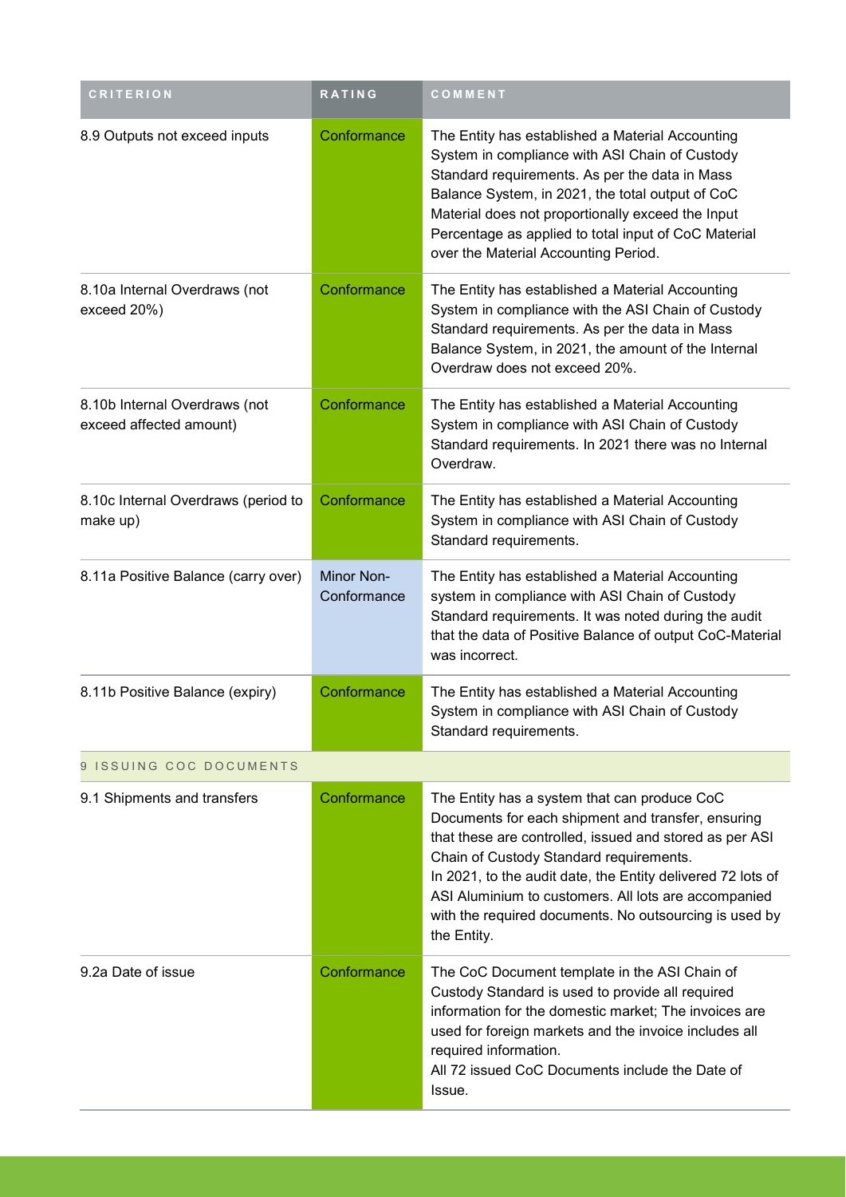| CRITERION | RATING | COMMENT |
|---|---|---|
| 8.9 Outputs not exceed inputs | Conformance | The Entity has established a Material Accounting System in compliance with ASI Chain of Custody Standard requirements. As per the data in Mass Balance System, in 2021, the total output of CoC Material does not proportionally exceed the Input Percentage as applied to total input of CoC Material over the Material Accounting Period. |
| 8.10a Internal Overdraws (not exceed 20%) | Conformance | The Entity has established a Material Accounting System in compliance with the ASI Chain of Custody Standard requirements. As per the data in Mass Balance System, in 2021, the amount of the Internal Overdraw does not exceed 20%. |
| 8.10b Internal Overdraws (not exceed affected amount) | Conformance | The Entity has established a Material Accounting System in compliance with ASI Chain of Custody Standard requirements. In 2021 there was no Internal Overdraw. |
| 8.10c Internal Overdraws (period to make up) | Conformance | The Entity has established a Material Accounting System in compliance with ASI Chain of Custody Standard requirements. |
| 8.11a Positive Balance (carry over) | Minor Non-Conformance | The Entity has established a Material Accounting system in compliance with ASI Chain of Custody Standard requirements. It was noted during the audit that the data of Positive Balance of output CoC-Material was incorrect. |
| 8.11b Positive Balance (expiry) | Conformance | The Entity has established a Material Accounting System in compliance with ASI Chain of Custody Standard requirements. |
| 9 ISSUING COC DOCUMENTS | | |
| 9.1 Shipments and transfers | Conformance | The Entity has a system that can produce CoC Documents for each shipment and transfer, ensuring that these are controlled, issued and stored as per ASI Chain of Custody Standard requirements.<br>In 2021, to the audit date, the Entity delivered 72 lots of ASI Aluminium to customers. All lots are accompanied with the required documents. No outsourcing is used by the Entity. |
| 9.2a Date of issue | Conformance | The CoC Document template in the ASI Chain of Custody Standard is used to provide all required information for the domestic market; The invoices are used for foreign markets and the invoice includes all required information.<br>All 72 issued CoC Documents include the Date of Issue. |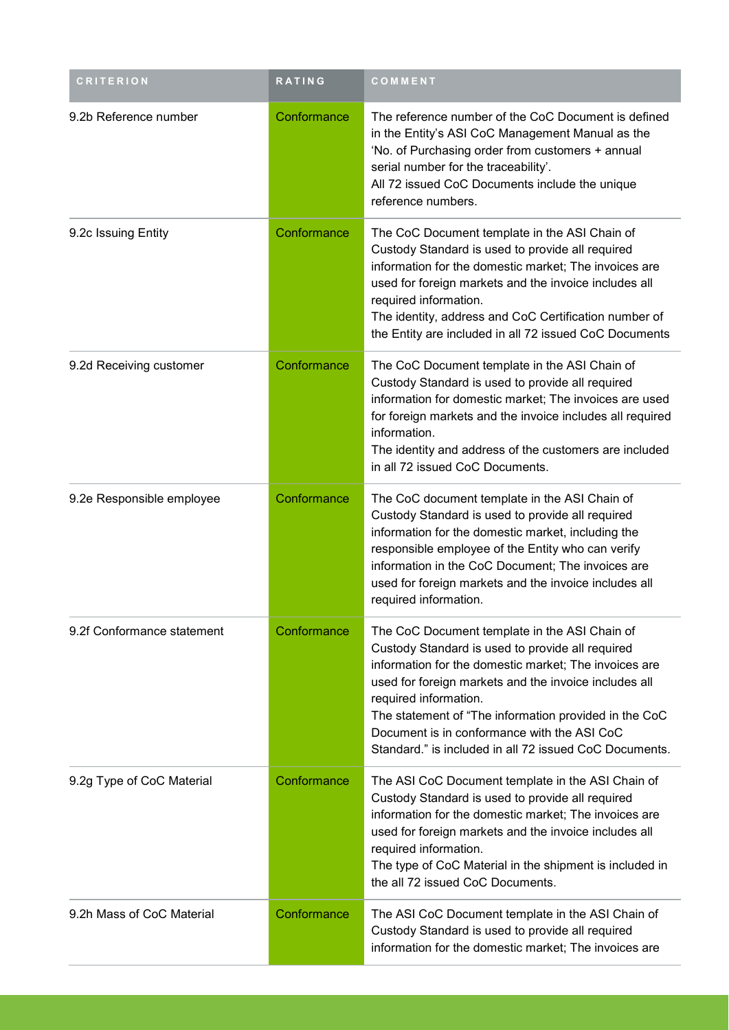| CRITERION | RATING | COMMENT |
| --- | --- | --- |
| 9.2b Reference number | Conformance | The reference number of the CoC Document is defined in the Entity's ASI CoC Management Manual as the 'No. of Purchasing order from customers + annual serial number for the traceability'.<br>All 72 issued CoC Documents include the unique reference numbers. |
| 9.2c Issuing Entity | Conformance | The CoC Document template in the ASI Chain of Custody Standard is used to provide all required information for the domestic market; The invoices are used for foreign markets and the invoice includes all required information.<br>The identity, address and CoC Certification number of the Entity are included in all 72 issued CoC Documents |
| 9.2d Receiving customer | Conformance | The CoC Document template in the ASI Chain of Custody Standard is used to provide all required information for domestic market; The invoices are used for foreign markets and the invoice includes all required information.<br>The identity and address of the customers are included in all 72 issued CoC Documents. |
| 9.2e Responsible employee | Conformance | The CoC document template in the ASI Chain of Custody Standard is used to provide all required information for the domestic market, including the responsible employee of the Entity who can verify information in the CoC Document; The invoices are used for foreign markets and the invoice includes all required information. |
| 9.2f Conformance statement | Conformance | The CoC Document template in the ASI Chain of Custody Standard is used to provide all required information for the domestic market; The invoices are used for foreign markets and the invoice includes all required information.<br>The statement of "The information provided in the CoC Document is in conformance with the ASI CoC Standard." is included in all 72 issued CoC Documents. |
| 9.2g Type of CoC Material | Conformance | The ASI CoC Document template in the ASI Chain of Custody Standard is used to provide all required information for the domestic market; The invoices are used for foreign markets and the invoice includes all required information.<br>The type of CoC Material in the shipment is included in the all 72 issued CoC Documents. |
| 9.2h Mass of CoC Material | Conformance | The ASI CoC Document template in the ASI Chain of Custody Standard is used to provide all required information for the domestic market; The invoices are |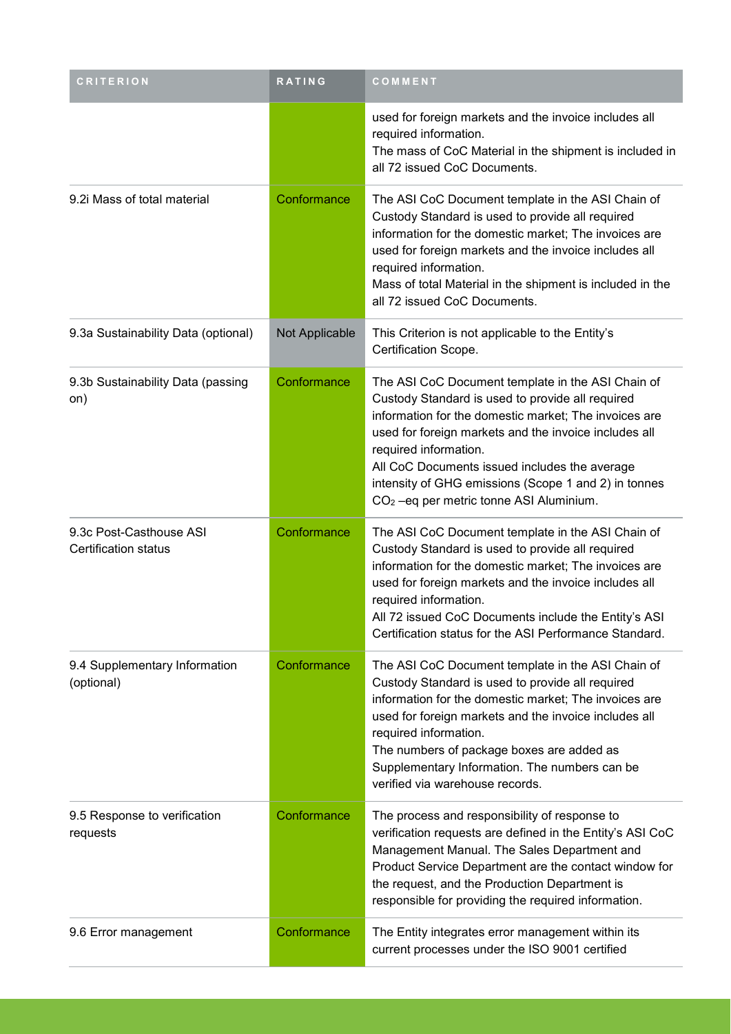| CRITERION | RATING | COMMENT |
|---|---|---|
| | | used for foreign markets and the invoice includes all required information.<br>The mass of CoC Material in the shipment is included in all 72 issued CoC Documents. |
| 9.2i Mass of total material | Conformance | The ASI CoC Document template in the ASI Chain of Custody Standard is used to provide all required information for the domestic market; The invoices are used for foreign markets and the invoice includes all required information.<br>Mass of total Material in the shipment is included in the all 72 issued CoC Documents. |
| 9.3a Sustainability Data (optional) | Not Applicable | This Criterion is not applicable to the Entity's Certification Scope. |
| 9.3b Sustainability Data (passing on) | Conformance | The ASI CoC Document template in the ASI Chain of Custody Standard is used to provide all required information for the domestic market; The invoices are used for foreign markets and the invoice includes all required information.<br>All CoC Documents issued includes the average intensity of GHG emissions (Scope 1 and 2) in tonnes $CO_2$ –eq per metric tonne ASI Aluminium. |
| 9.3c Post-Casthouse ASI Certification status | Conformance | The ASI CoC Document template in the ASI Chain of Custody Standard is used to provide all required information for the domestic market; The invoices are used for foreign markets and the invoice includes all required information.<br>All 72 issued CoC Documents include the Entity's ASI Certification status for the ASI Performance Standard. |
| 9.4 Supplementary Information (optional) | Conformance | The ASI CoC Document template in the ASI Chain of Custody Standard is used to provide all required information for the domestic market; The invoices are used for foreign markets and the invoice includes all required information.<br>The numbers of package boxes are added as Supplementary Information. The numbers can be verified via warehouse records. |
| 9.5 Response to verification requests | Conformance | The process and responsibility of response to verification requests are defined in the Entity's ASI CoC Management Manual. The Sales Department and Product Service Department are the contact window for the request, and the Production Department is responsible for providing the required information. |
| 9.6 Error management | Conformance | The Entity integrates error management within its current processes under the ISO 9001 certified |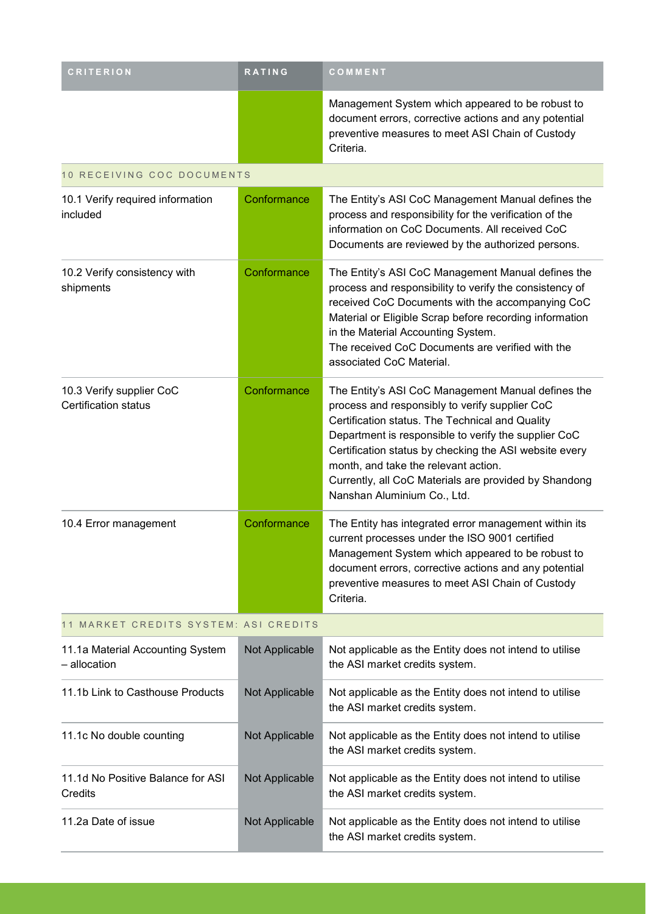| CRITERION | RATING | COMMENT |
|---|---|---|
| | | Management System which appeared to be robust to document errors, corrective actions and any potential preventive measures to meet ASI Chain of Custody Criteria. |
| **10 RECEIVING COC DOCUMENTS** | | |
| 10.1 Verify required information included | Conformance | The Entity's ASI CoC Management Manual defines the process and responsibility for the verification of the information on CoC Documents. All received CoC Documents are reviewed by the authorized persons. |
| 10.2 Verify consistency with shipments | Conformance | The Entity's ASI CoC Management Manual defines the process and responsibility to verify the consistency of received CoC Documents with the accompanying CoC Material or Eligible Scrap before recording information in the Material Accounting System.<br>The received CoC Documents are verified with the associated CoC Material. |
| 10.3 Verify supplier CoC Certification status | Conformance | The Entity's ASI CoC Management Manual defines the process and responsibly to verify supplier CoC Certification status. The Technical and Quality Department is responsible to verify the supplier CoC Certification status by checking the ASI website every month, and take the relevant action.<br>Currently, all CoC Materials are provided by Shandong Nanshan Aluminium Co., Ltd. |
| 10.4 Error management | Conformance | The Entity has integrated error management within its current processes under the ISO 9001 certified Management System which appeared to be robust to document errors, corrective actions and any potential preventive measures to meet ASI Chain of Custody Criteria. |
| **11 MARKET CREDITS SYSTEM: ASI CREDITS** | | |
| 11.1a Material Accounting System – allocation | Not Applicable | Not applicable as the Entity does not intend to utilise the ASI market credits system. |
| 11.1b Link to Casthouse Products | Not Applicable | Not applicable as the Entity does not intend to utilise the ASI market credits system. |
| 11.1c No double counting | Not Applicable | Not applicable as the Entity does not intend to utilise the ASI market credits system. |
| 11.1d No Positive Balance for ASI Credits | Not Applicable | Not applicable as the Entity does not intend to utilise the ASI market credits system. |
| 11.2a Date of issue | Not Applicable | Not applicable as the Entity does not intend to utilise the ASI market credits system. |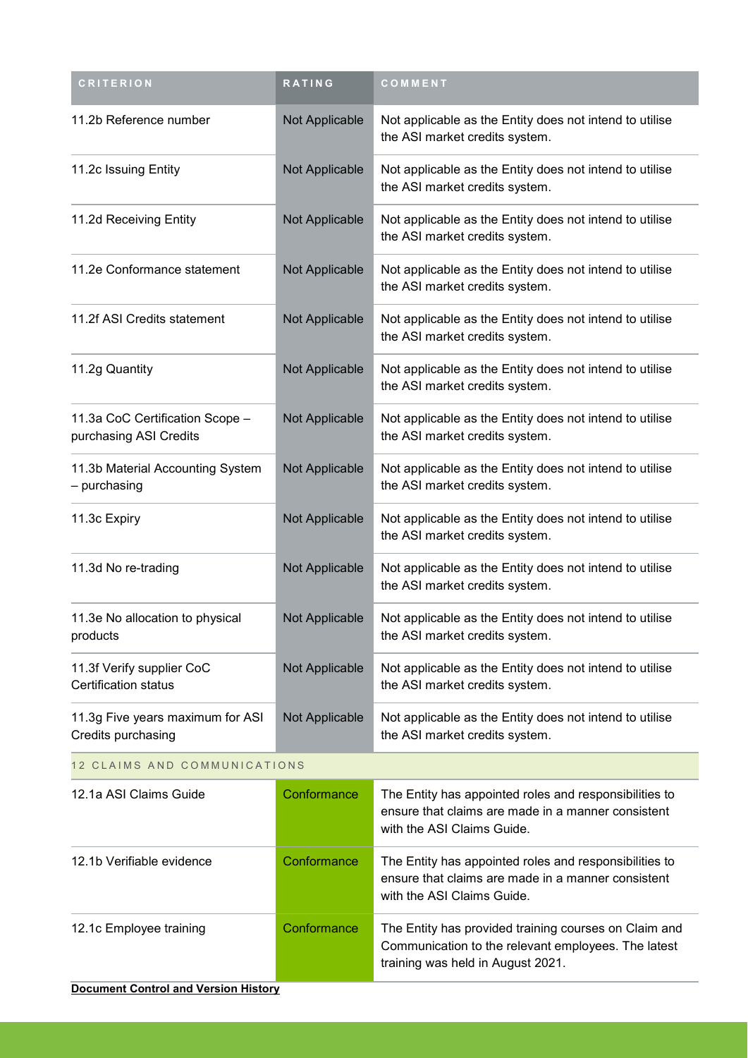| CRITERION | RATING | COMMENT |
|---|---|---|
| 11.2b Reference number | Not Applicable | Not applicable as the Entity does not intend to utilise the ASI market credits system. |
| 11.2c Issuing Entity | Not Applicable | Not applicable as the Entity does not intend to utilise the ASI market credits system. |
| 11.2d Receiving Entity | Not Applicable | Not applicable as the Entity does not intend to utilise the ASI market credits system. |
| 11.2e Conformance statement | Not Applicable | Not applicable as the Entity does not intend to utilise the ASI market credits system. |
| 11.2f ASI Credits statement | Not Applicable | Not applicable as the Entity does not intend to utilise the ASI market credits system. |
| 11.2g Quantity | Not Applicable | Not applicable as the Entity does not intend to utilise the ASI market credits system. |
| 11.3a CoC Certification Scope – purchasing ASI Credits | Not Applicable | Not applicable as the Entity does not intend to utilise the ASI market credits system. |
| 11.3b Material Accounting System – purchasing | Not Applicable | Not applicable as the Entity does not intend to utilise the ASI market credits system. |
| 11.3c Expiry | Not Applicable | Not applicable as the Entity does not intend to utilise the ASI market credits system. |
| 11.3d No re-trading | Not Applicable | Not applicable as the Entity does not intend to utilise the ASI market credits system. |
| 11.3e No allocation to physical products | Not Applicable | Not applicable as the Entity does not intend to utilise the ASI market credits system. |
| 11.3f Verify supplier CoC Certification status | Not Applicable | Not applicable as the Entity does not intend to utilise the ASI market credits system. |
| 11.3g Five years maximum for ASI Credits purchasing | Not Applicable | Not applicable as the Entity does not intend to utilise the ASI market credits system. |
| 12 CLAIMS AND COMMUNICATIONS | | |
| 12.1a ASI Claims Guide | Conformance | The Entity has appointed roles and responsibilities to ensure that claims are made in a manner consistent with the ASI Claims Guide. |
| 12.1b Verifiable evidence | Conformance | The Entity has appointed roles and responsibilities to ensure that claims are made in a manner consistent with the ASI Claims Guide. |
| 12.1c Employee training | Conformance | The Entity has provided training courses on Claim and Communication to the relevant employees. The latest training was held in August 2021. |

**Document Control and Version History**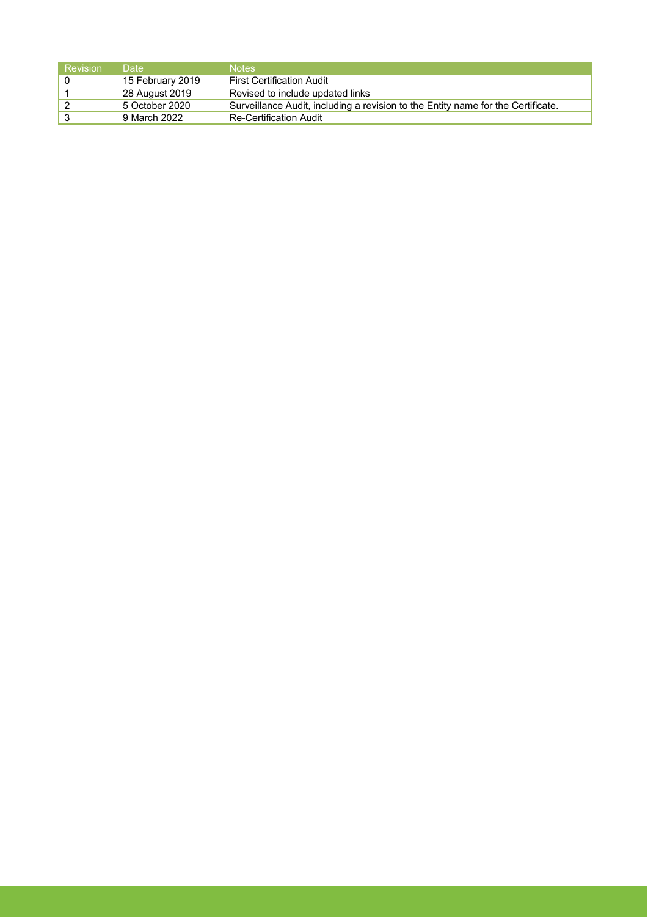| Revision | Date | Notes |
| --- | --- | --- |
| 0 | 15 February 2019 | First Certification Audit |
| 1 | 28 August 2019 | Revised to include updated links |
| 2 | 5 October 2020 | Surveillance Audit, including a revision to the Entity name for the Certificate. |
| 3 | 9 March 2022 | Re-Certification Audit |